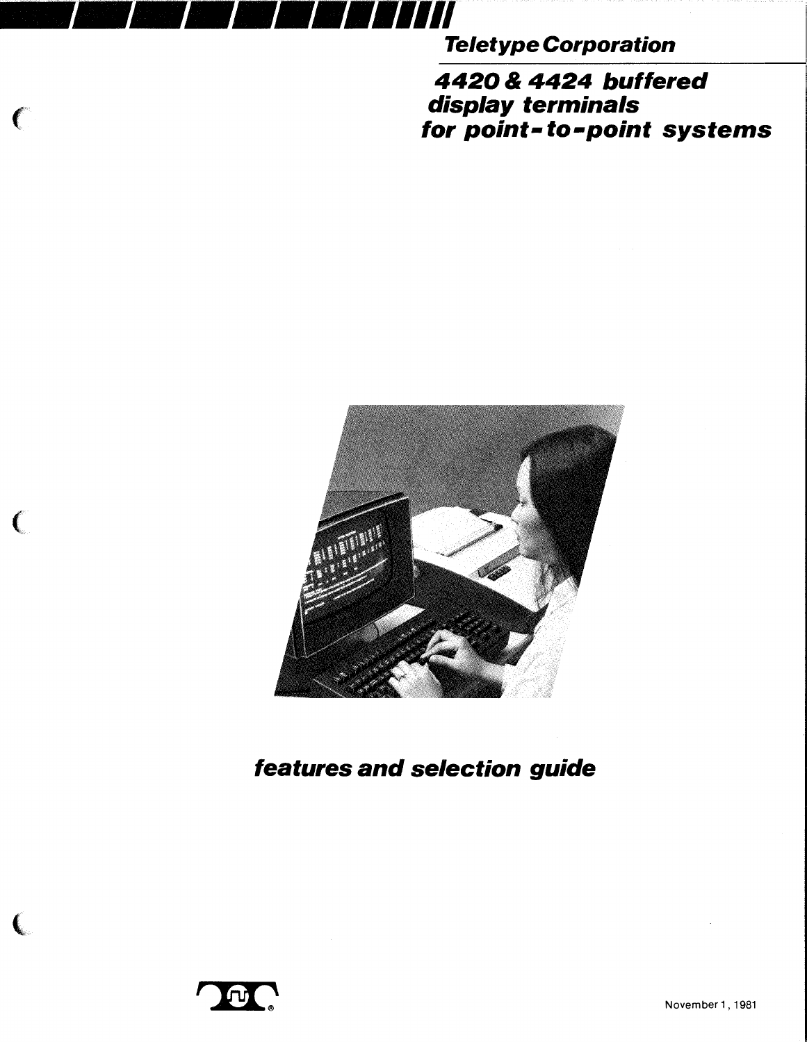**Teletype Corporation**

# *4420 & 4424 buffered display terminals for point-to-point systems*

## *features and selection guide*

November 1, 1981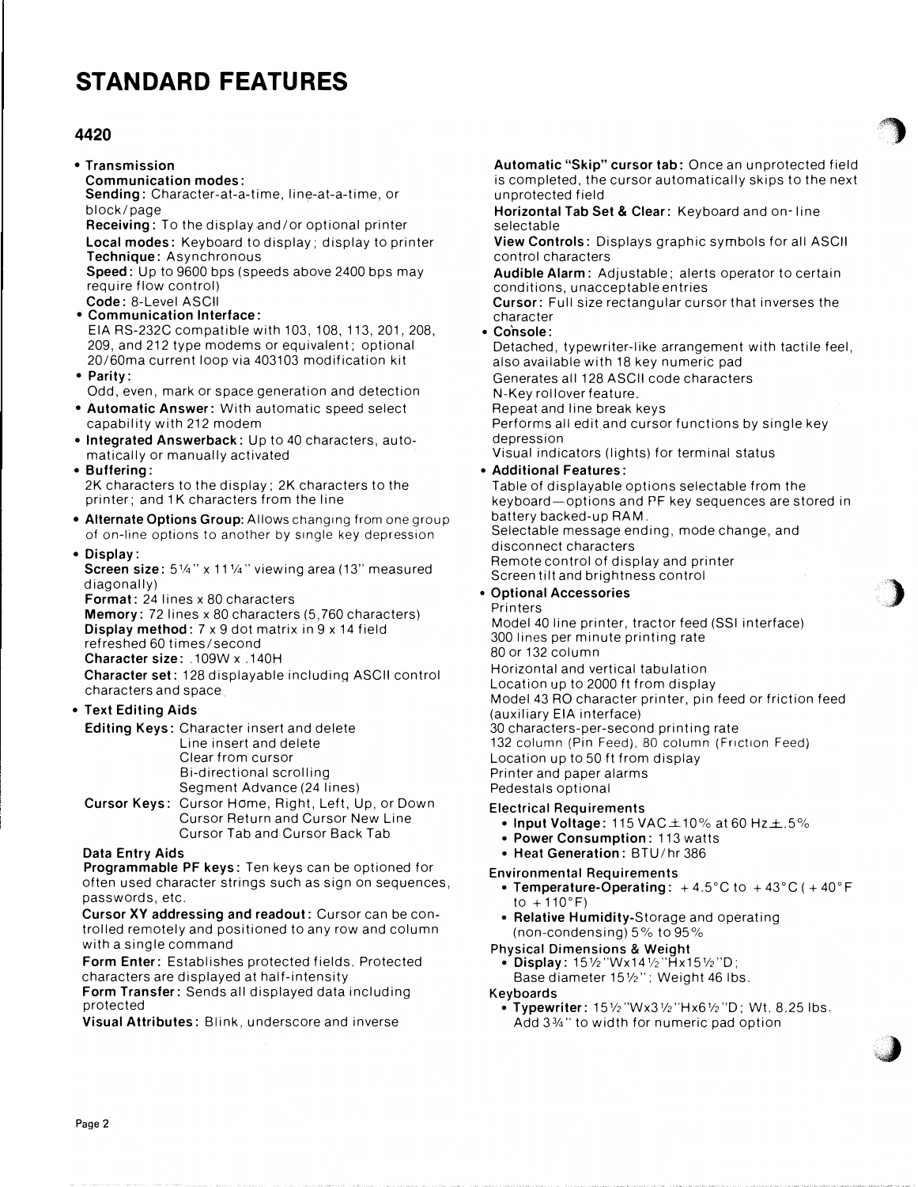# STANDARD FEATURES

## 4420

- **Transmission**
  **Communication modes:**
  **Sending:** Character-at-a-time, line-at-a-time, or block/page
  **Receiving:** To the display and/or optional printer
  **Local modes:** Keyboard to display; display to printer
  **Technique:** Asynchronous
  **Speed:** Up to 9600 bps (speeds above 2400 bps may require flow control)
  **Code:** 8-Level ASCII
- **Communication Interface:**
  EIA RS-232C compatible with 103, 108, 113, 201, 208, 209, and 212 type modems or equivalent; optional 20/60ma current loop via 403103 modification kit
- **Parity:**
  Odd, even, mark or space generation and detection
- **Automatic Answer:** With automatic speed select capability with 212 modem
- **Integrated Answerback:** Up to 40 characters, automatically or manually activated
- **Buffering:**
  2K characters to the display; 2K characters to the printer; and 1K characters from the line
- **Alternate Options Group:** Allows changing from one group of on-line options to another by single key depression
- **Display:**
  **Screen size:** 5¼" x 11¼" viewing area (13" measured diagonally)
  **Format:** 24 lines x 80 characters
  **Memory:** 72 lines x 80 characters (5,760 characters)
  **Display method:** 7 x 9 dot matrix in 9 x 14 field refreshed 60 times/second
  **Character size:** .109W x .140H
  **Character set:** 128 displayable including ASCII control characters and space.
- **Text Editing Aids**
  **Editing Keys:** Character insert and delete
  Line insert and delete
  Clear from cursor
  Bi-directional scrolling
  Segment Advance (24 lines)
  **Cursor Keys:** Cursor Home, Right, Left, Up, or Down
  Cursor Return and Cursor New Line
  Cursor Tab and Cursor Back Tab

  **Data Entry Aids**
  **Programmable PF keys:** Ten keys can be optioned for often used character strings such as sign on sequences, passwords, etc.
  **Cursor XY addressing and readout:** Cursor can be controlled remotely and positioned to any row and column with a single command
  **Form Enter:** Establishes protected fields. Protected characters are displayed at half-intensity
  **Form Transfer:** Sends all displayed data including protected
  **Visual Attributes:** Blink, underscore and inverse
  **Automatic "Skip" cursor tab:** Once an unprotected field is completed, the cursor automatically skips to the next unprotected field
  **Horizontal Tab Set & Clear:** Keyboard and on-line selectable
  **View Controls:** Displays graphic symbols for all ASCII control characters
  **Audible Alarm:** Adjustable; alerts operator to certain conditions, unacceptable entries
  **Cursor:** Full size rectangular cursor that inverses the character
- **Console:**
  Detached, typewriter-like arrangement with tactile feel, also available with 18 key numeric pad
  Generates all 128 ASCII code characters
  N-Key rollover feature.
  Repeat and line break keys
  Performs all edit and cursor functions by single key depression
  Visual indicators (lights) for terminal status
- **Additional Features:**
  Table of displayable options selectable from the keyboard—options and PF key sequences are stored in battery backed-up RAM.
  Selectable message ending, mode change, and disconnect characters
  Remote control of display and printer
  Screen tilt and brightness control
- **Optional Accessories**
  Printers
  Model 40 line printer, tractor feed (SSI interface)
  300 lines per minute printing rate
  80 or 132 column
  Horizontal and vertical tabulation
  Location up to 2000 ft from display
  Model 43 RO character printer, pin feed or friction feed (auxiliary EIA interface)
  30 characters-per-second printing rate
  132 column (Pin Feed), 80 column (Friction Feed)
  Location up to 50 ft from display
  Printer and paper alarms
  Pedestals optional

  Electrical Requirements
  - **Input Voltage:** 115 VAC ±10% at 60 Hz ±.5%
  - **Power Consumption:** 113 watts
  - **Heat Generation:** BTU/hr 386

  Environmental Requirements
  - **Temperature-Operating:** +4.5°C to +43°C (+40°F to +110°F)
  - **Relative Humidity-**Storage and operating (non-condensing) 5% to 95%

  Physical Dimensions & Weight
  - **Display:** 15½"Wx14½"Hx15½"D;
    Base diameter 15½"; Weight 46 lbs.

  Keyboards
  - **Typewriter:** 15½"Wx3½"Hx6½"D; Wt. 8.25 lbs.
    Add 3¾" to width for numeric pad option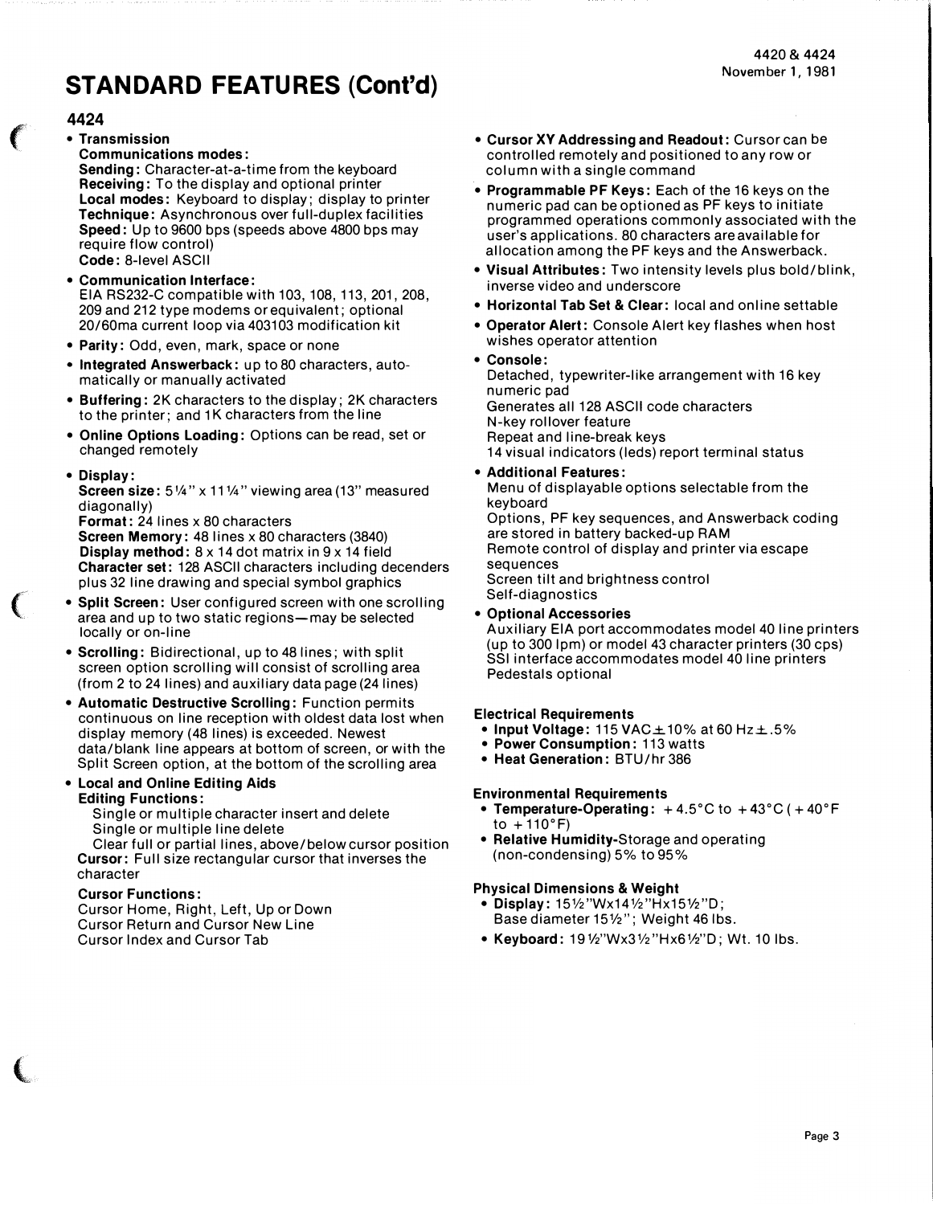# STANDARD FEATURES (Cont'd)

## 4424

- **Transmission**
  **Communications modes:**
  **Sending:** Character-at-a-time from the keyboard
  **Receiving:** To the display and optional printer
  **Local modes:** Keyboard to display; display to printer
  **Technique:** Asynchronous over full-duplex facilities
  **Speed:** Up to 9600 bps (speeds above 4800 bps may require flow control)
  **Code:** 8-level ASCII
- **Communication Interface:**
  EIA RS232-C compatible with 103, 108, 113, 201, 208, 209 and 212 type modems or equivalent; optional 20/60ma current loop via 403103 modification kit
- **Parity:** Odd, even, mark, space or none
- **Integrated Answerback:** up to 80 characters, automatically or manually activated
- **Buffering:** 2K characters to the display; 2K characters to the printer; and 1K characters from the line
- **Online Options Loading:** Options can be read, set or changed remotely
- **Display:**
  **Screen size:** 5¼" x 11¼" viewing area (13" measured diagonally)
  **Format:** 24 lines x 80 characters
  **Screen Memory:** 48 lines x 80 characters (3840)
  **Display method:** 8 x 14 dot matrix in 9 x 14 field
  **Character set:** 128 ASCII characters including decenders plus 32 line drawing and special symbol graphics
- **Split Screen:** User configured screen with one scrolling area and up to two static regions—may be selected locally or on-line
- **Scrolling:** Bidirectional, up to 48 lines; with split screen option scrolling will consist of scrolling area (from 2 to 24 lines) and auxiliary data page (24 lines)
- **Automatic Destructive Scrolling:** Function permits continuous on line reception with oldest data lost when display memory (48 lines) is exceeded. Newest data/blank line appears at bottom of screen, or with the Split Screen option, at the bottom of the scrolling area
- **Local and Online Editing Aids**
  **Editing Functions:**
  Single or multiple character insert and delete
  Single or multiple line delete
  Clear full or partial lines, above/below cursor position
  **Cursor:** Full size rectangular cursor that inverses the character
  **Cursor Functions:**
  Cursor Home, Right, Left, Up or Down
  Cursor Return and Cursor New Line
  Cursor Index and Cursor Tab
- **Cursor XY Addressing and Readout:** Cursor can be controlled remotely and positioned to any row or column with a single command
- **Programmable PF Keys:** Each of the 16 keys on the numeric pad can be optioned as PF keys to initiate programmed operations commonly associated with the user's applications. 80 characters are available for allocation among the PF keys and the Answerback.
- **Visual Attributes:** Two intensity levels plus bold/blink, inverse video and underscore
- **Horizontal Tab Set & Clear:** local and online settable
- **Operator Alert:** Console Alert key flashes when host wishes operator attention
- **Console:**
  Detached, typewriter-like arrangement with 16 key numeric pad
  Generates all 128 ASCII code characters
  N-key rollover feature
  Repeat and line-break keys
  14 visual indicators (leds) report terminal status
- **Additional Features:**
  Menu of displayable options selectable from the keyboard
  Options, PF key sequences, and Answerback coding are stored in battery backed-up RAM
  Remote control of display and printer via escape sequences
  Screen tilt and brightness control
  Self-diagnostics
- **Optional Accessories**
  Auxiliary EIA port accommodates model 40 line printers (up to 300 lpm) or model 43 character printers (30 cps)
  SSI interface accommodates model 40 line printers
  Pedestals optional

### Electrical Requirements

- **Input Voltage:** 115 VAC ±10% at 60 Hz ±.5%
- **Power Consumption:** 113 watts
- **Heat Generation:** BTU/hr 386

### Environmental Requirements

- **Temperature-Operating:** +4.5°C to +43°C (+40°F to +110°F)
- **Relative Humidity**-Storage and operating (non-condensing) 5% to 95%

### Physical Dimensions & Weight

- **Display:** 15½"Wx14½"Hx15½"D;
  Base diameter 15½"; Weight 46 lbs.
- **Keyboard:** 19½"Wx3½"Hx6½"D; Wt. 10 lbs.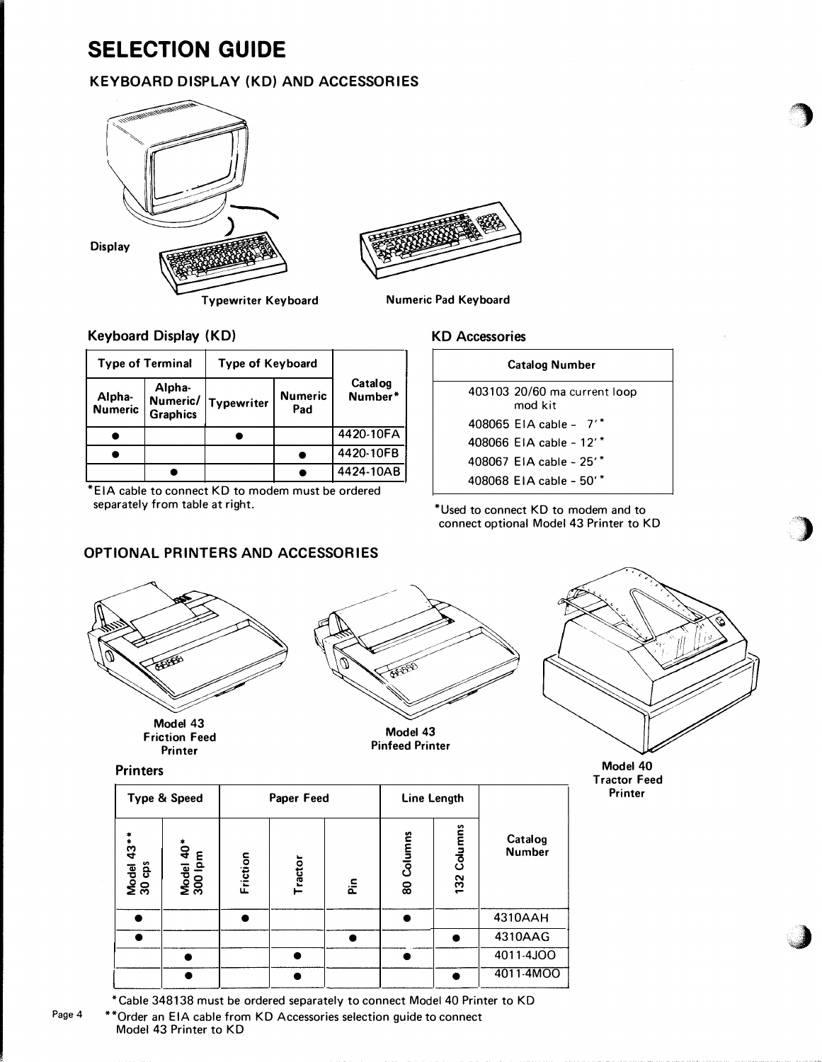# SELECTION GUIDE

## KEYBOARD DISPLAY (KD) AND ACCESSORIES

Display

Typewriter Keyboard

Numeric Pad Keyboard

### Keyboard Display (KD)

| Type of Terminal | | Type of Keyboard | | Catalog Number* |
|---|---|---|---|---|
| Alpha-Numeric | Alpha-Numeric/ Graphics | Typewriter | Numeric Pad | |
| ● | | ● | | 4420-10FA |
| ● | | | ● | 4420-10FB |
| | ● | | ● | 4424-10AB |

*EIA cable to connect KD to modem must be ordered separately from table at right.

### KD Accessories

| Catalog Number |
|---|
| 403103 20/60 ma current loop mod kit |
| 408065 EIA cable - 7'* |
| 408066 EIA cable - 12'* |
| 408067 EIA cable - 25'* |
| 408068 EIA cable - 50'* |

*Used to connect KD to modem and to connect optional Model 43 Printer to KD

## OPTIONAL PRINTERS AND ACCESSORIES

Model 43 Friction Feed Printer

Model 43 Pinfeed Printer

Model 40 Tractor Feed Printer

### Printers

| Type & Speed | | Paper Feed | | | Line Length | | Catalog Number |
|---|---|---|---|---|---|---|---|
| Model 43** 30 cps | Model 40* 300 lpm | Friction | Tractor | Pin | 80 Columns | 132 Columns | |
| ● | | ● | | | ● | | 4310AAH |
| ● | | | | ● | | ● | 4310AAG |
| | ● | | ● | | ● | | 4011-4JOO |
| | ● | | ● | | | ● | 4011-4MOO |

*Cable 348138 must be ordered separately to connect Model 40 Printer to KD

**Order an EIA cable from KD Accessories selection guide to connect Model 43 Printer to KD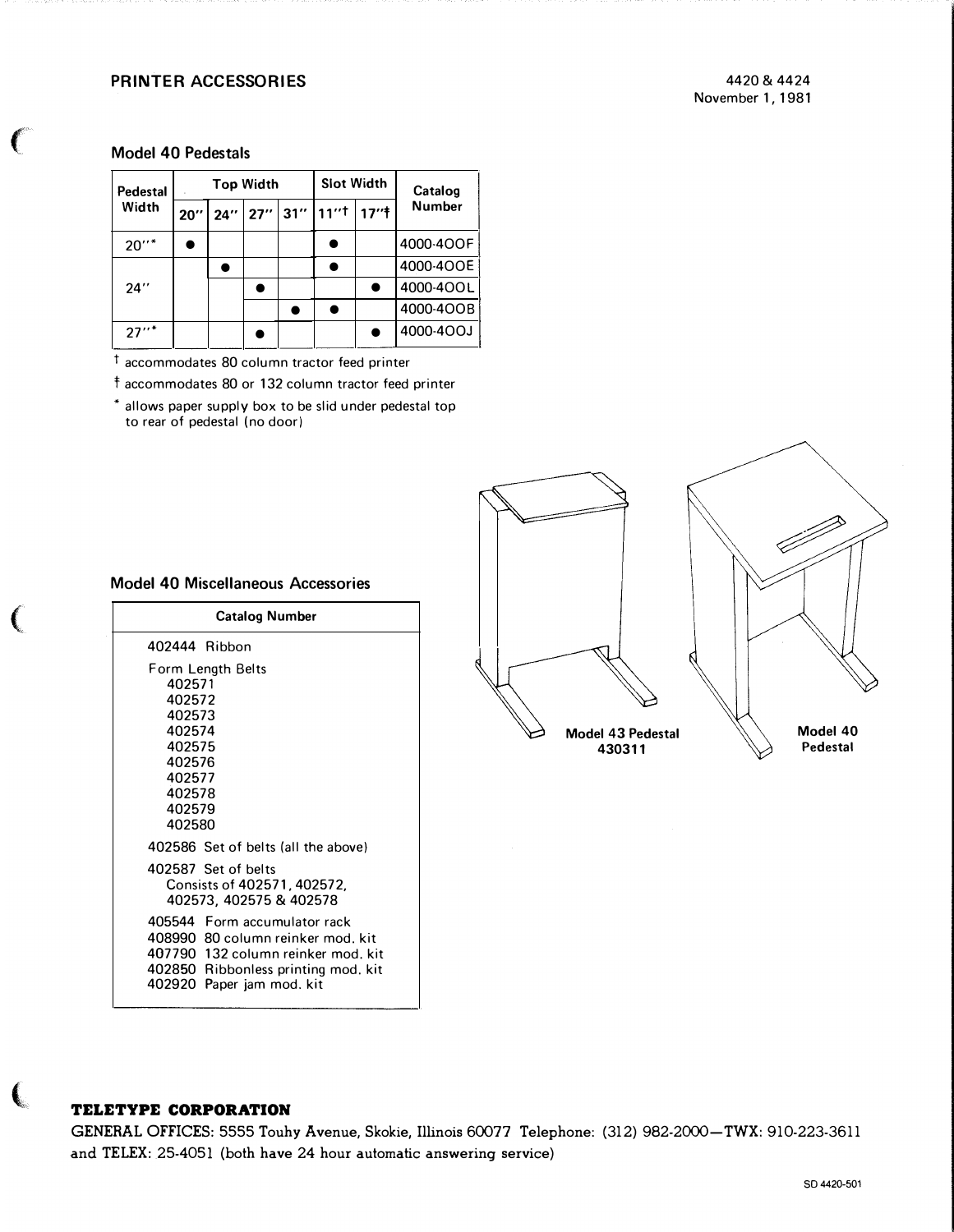## PRINTER ACCESSORIES

### Model 40 Pedestals

| Pedestal Width | Top Width | | | | Slot Width | | Catalog Number |
|---|---|---|---|---|---|---|---|
| | 20" | 24" | 27" | 31" | 11"† | 17"‡ | |
| 20"* | ● | | | | ● | | 4000-400F |
| 24" | | ● | | | ● | | 4000-400E |
| | | | ● | | | ● | 4000-400L |
| | | | | ● | ● | | 4000-400B |
| 27"* | | | ● | | | ● | 4000-400J |

† accommodates 80 column tractor feed printer

‡ accommodates 80 or 132 column tractor feed printer

* allows paper supply box to be slid under pedestal top to rear of pedestal (no door)

### Model 40 Miscellaneous Accessories

| Catalog Number |
|---|
| 402444 Ribbon |
| Form Length Belts<br>402571<br>402572<br>402573<br>402574<br>402575<br>402576<br>402577<br>402578<br>402579<br>402580 |
| 402586 Set of belts (all the above) |
| 402587 Set of belts<br>Consists of 402571, 402572, 402573, 402575 & 402578 |
| 405544 Form accumulator rack<br>408990 80 column reinker mod. kit<br>407790 132 column reinker mod. kit<br>402850 Ribbonless printing mod. kit<br>402920 Paper jam mod. kit |

Model 43 Pedestal 430311

Model 40 Pedestal

**TELETYPE CORPORATION**

GENERAL OFFICES: 5555 Touhy Avenue, Skokie, Illinois 60077 Telephone: (312) 982-2000—TWX: 910-223-3611 and TELEX: 25-4051 (both have 24 hour automatic answering service)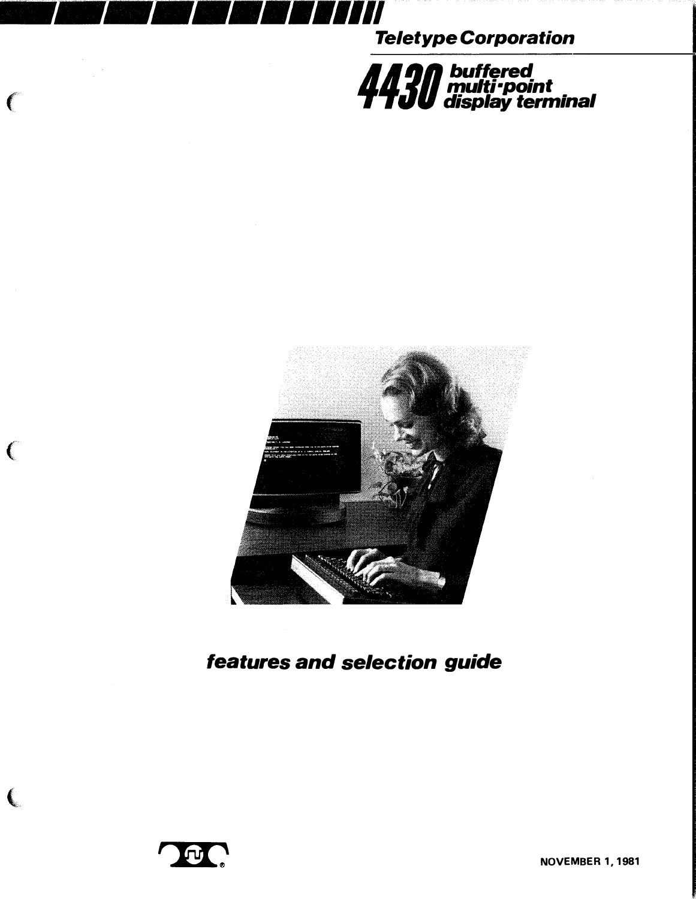**Teletype Corporation**

# 4430 buffered multi-point display terminal

## features and selection guide

NOVEMBER 1, 1981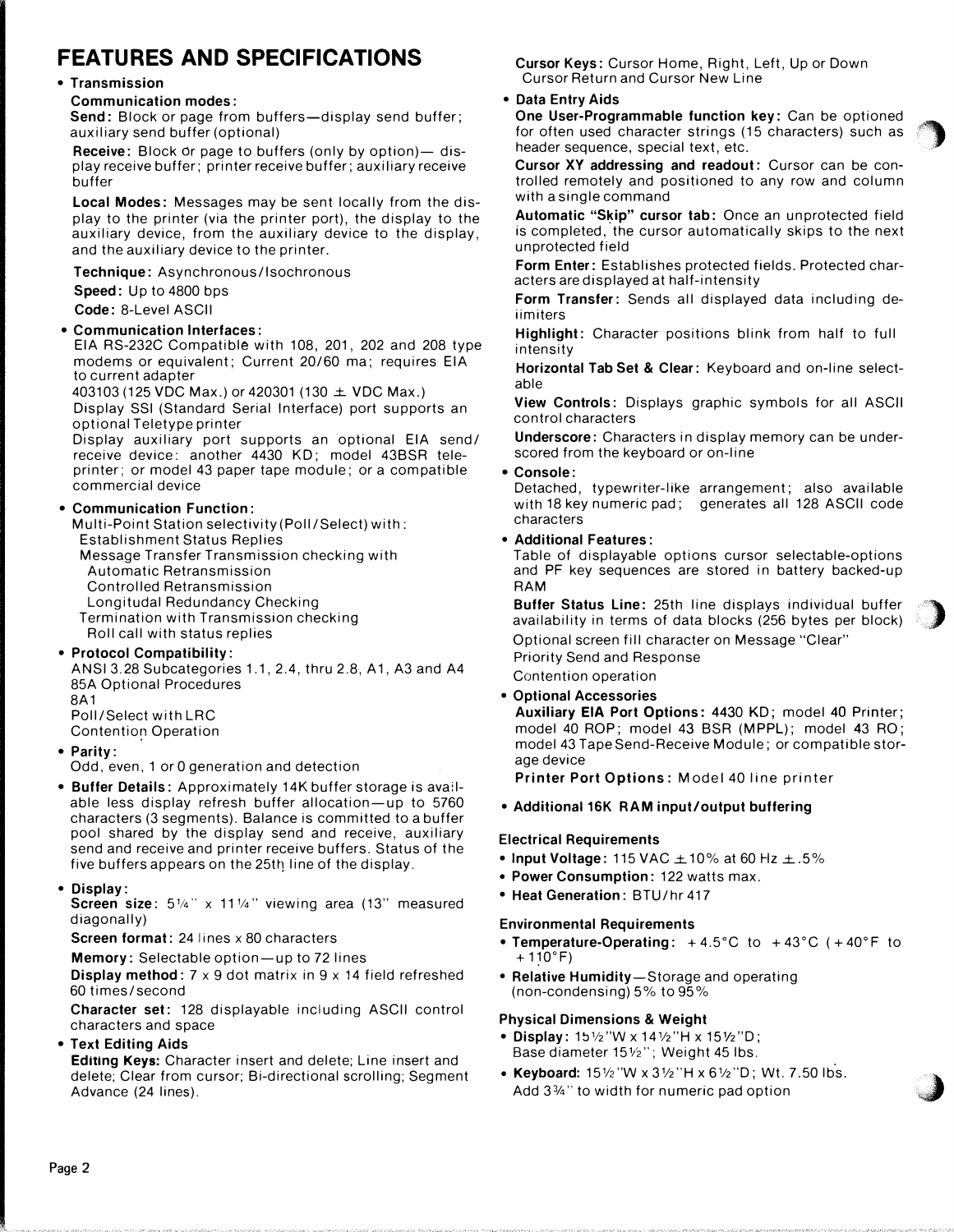# FEATURES AND SPECIFICATIONS

- **Transmission**

  **Communication modes:**

  **Send:** Block or page from buffers—display send buffer; auxiliary send buffer (optional)

  **Receive:** Block or page to buffers (only by option)— display receive buffer; printer receive buffer; auxiliary receive buffer

  **Local Modes:** Messages may be sent locally from the display to the printer (via the printer port), the display to the auxiliary device, from the auxiliary device to the display, and the auxiliary device to the printer.

  **Technique:** Asynchronous/Isochronous

  **Speed:** Up to 4800 bps

  **Code:** 8-Level ASCII

- **Communication Interfaces:**

  EIA RS-232C Compatible with 108, 201, 202 and 208 type modems or equivalent; Current 20/60 ma; requires EIA to current adapter

  403103 (125 VDC Max.) or 420301 (130 ± VDC Max.)

  Display SSI (Standard Serial Interface) port supports an optional Teletype printer

  Display auxiliary port supports an optional EIA send/receive device: another 4430 KD; model 43BSR teleprinter; or model 43 paper tape module; or a compatible commercial device

- **Communication Function:**

  Multi-Point Station selectivity (Poll/Select) with:
  - Establishment Status Replies
  - Message Transfer Transmission checking with
    - Automatic Retransmission
    - Controlled Retransmission
    - Longitudal Redundancy Checking
  - Termination with Transmission checking
    - Roll call with status replies

- **Protocol Compatibility:**

  ANSI 3.28 Subcategories 1.1, 2.4, thru 2.8, A1, A3 and A4

  85A Optional Procedures

  8A1

  Poll/Select with LRC

  Contention Operation

- **Parity:**

  Odd, even, 1 or 0 generation and detection

- **Buffer Details:** Approximately 14K buffer storage is available less display refresh buffer allocation—up to 5760 characters (3 segments). Balance is committed to a buffer pool shared by the display send and receive, auxiliary send and receive and printer receive buffers. Status of the five buffers appears on the 25th line of the display.

- **Display:**

  **Screen size:** 5¼" x 11¼" viewing area (13" measured diagonally)

  **Screen format:** 24 lines x 80 characters

  **Memory:** Selectable option—up to 72 lines

  **Display method:** 7 x 9 dot matrix in 9 x 14 field refreshed 60 times/second

  **Character set:** 128 displayable including ASCII control characters and space

- **Text Editing Aids**

  **Editing Keys:** Character insert and delete; Line insert and delete; Clear from cursor; Bi-directional scrolling; Segment Advance (24 lines).

  **Cursor Keys:** Cursor Home, Right, Left, Up or Down Cursor Return and Cursor New Line

- **Data Entry Aids**

  **One User-Programmable function key:** Can be optioned for often used character strings (15 characters) such as header sequence, special text, etc.

  **Cursor XY addressing and readout:** Cursor can be controlled remotely and positioned to any row and column with a single command

  **Automatic "Skip" cursor tab:** Once an unprotected field is completed, the cursor automatically skips to the next unprotected field

  **Form Enter:** Establishes protected fields. Protected characters are displayed at half-intensity

  **Form Transfer:** Sends all displayed data including delimiters

  **Highlight:** Character positions blink from half to full intensity

  **Horizontal Tab Set & Clear:** Keyboard and on-line selectable

  **View Controls:** Displays graphic symbols for all ASCII control characters

  **Underscore:** Characters in display memory can be underscored from the keyboard or on-line

- **Console:**

  Detached, typewriter-like arrangement; also available with 18 key numeric pad; generates all 128 ASCII code characters

- **Additional Features:**

  Table of displayable options cursor selectable-options and PF key sequences are stored in battery backed-up RAM

  **Buffer Status Line:** 25th line displays individual buffer availability in terms of data blocks (256 bytes per block)

  Optional screen fill character on Message "Clear"

  Priority Send and Response

  Contention operation

- **Optional Accessories**

  **Auxiliary EIA Port Options:** 4430 KD; model 40 Printer; model 40 ROP; model 43 BSR (MPPL); model 43 RO; model 43 Tape Send-Receive Module; or compatible storage device

  **Printer Port Options:** Model 40 line printer

- **Additional 16K RAM input/output buffering**

### Electrical Requirements

- **Input Voltage:** 115 VAC ±10% at 60 Hz ±.5%
- **Power Consumption:** 122 watts max.
- **Heat Generation:** BTU/hr 417

### Environmental Requirements

- **Temperature-Operating:** +4.5°C to +43°C (+40°F to +110°F)
- **Relative Humidity**—Storage and operating (non-condensing) 5% to 95%

### Physical Dimensions & Weight

- **Display:** 15½"W x 14½"H x 15½"D; Base diameter 15½"; Weight 45 lbs.
- **Keyboard:** 15½"W x 3½"H x 6½"D; Wt. 7.50 lbs. Add 3¾" to width for numeric pad option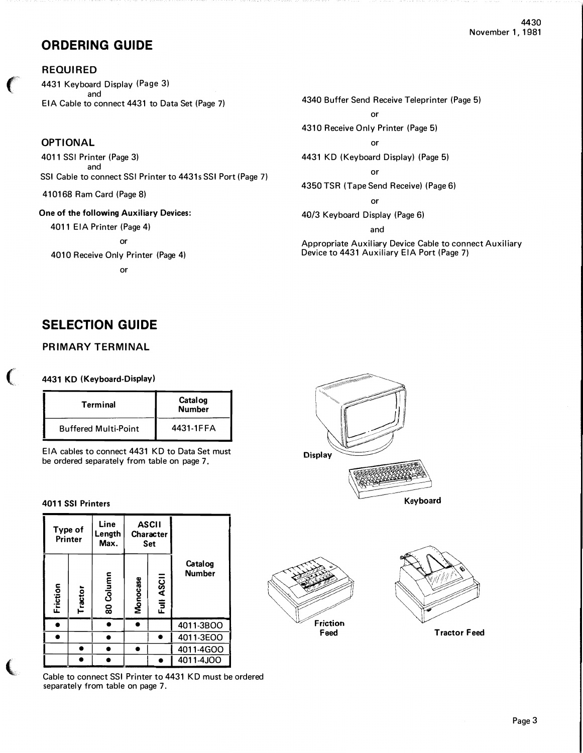# ORDERING GUIDE

## REQUIRED

4431 Keyboard Display (Page 3)
and
EIA Cable to connect 4431 to Data Set (Page 7)

## OPTIONAL

4011 SSI Printer (Page 3)
and
SSI Cable to connect SSI Printer to 4431s SSI Port (Page 7)

410168 Ram Card (Page 8)

**One of the following Auxiliary Devices:**

4011 EIA Printer (Page 4)

or

4010 Receive Only Printer (Page 4)

or

4340 Buffer Send Receive Teleprinter (Page 5)

or

4310 Receive Only Printer (Page 5)

or

4431 KD (Keyboard Display) (Page 5)

or

4350 TSR (Tape Send Receive) (Page 6)

or

40/3 Keyboard Display (Page 6)

and

Appropriate Auxiliary Device Cable to connect Auxiliary Device to 4431 Auxiliary EIA Port (Page 7)

# SELECTION GUIDE

## PRIMARY TERMINAL

**4431 KD (Keyboard-Display)**

| Terminal | Catalog Number |
|---|---|
| Buffered Multi-Point | 4431-1FFA |

EIA cables to connect 4431 KD to Data Set must be ordered separately from table on page 7.

Display

Keyboard

**4011 SSI Printers**

| Type of Printer | | Line Length Max. | ASCII Character Set | | Catalog Number |
|---|---|---|---|---|---|
| Friction | Tractor | 80 Column | Monocase | Full ASCII | |
| ● | | ● | ● | | 4011-3BOO |
| ● | | ● | | ● | 4011-3EOO |
| | ● | ● | ● | | 4011-4GOO |
| | ● | ● | | ● | 4011-4JOO |

Cable to connect SSI Printer to 4431 KD must be ordered separately from table on page 7.

Friction Feed

Tractor Feed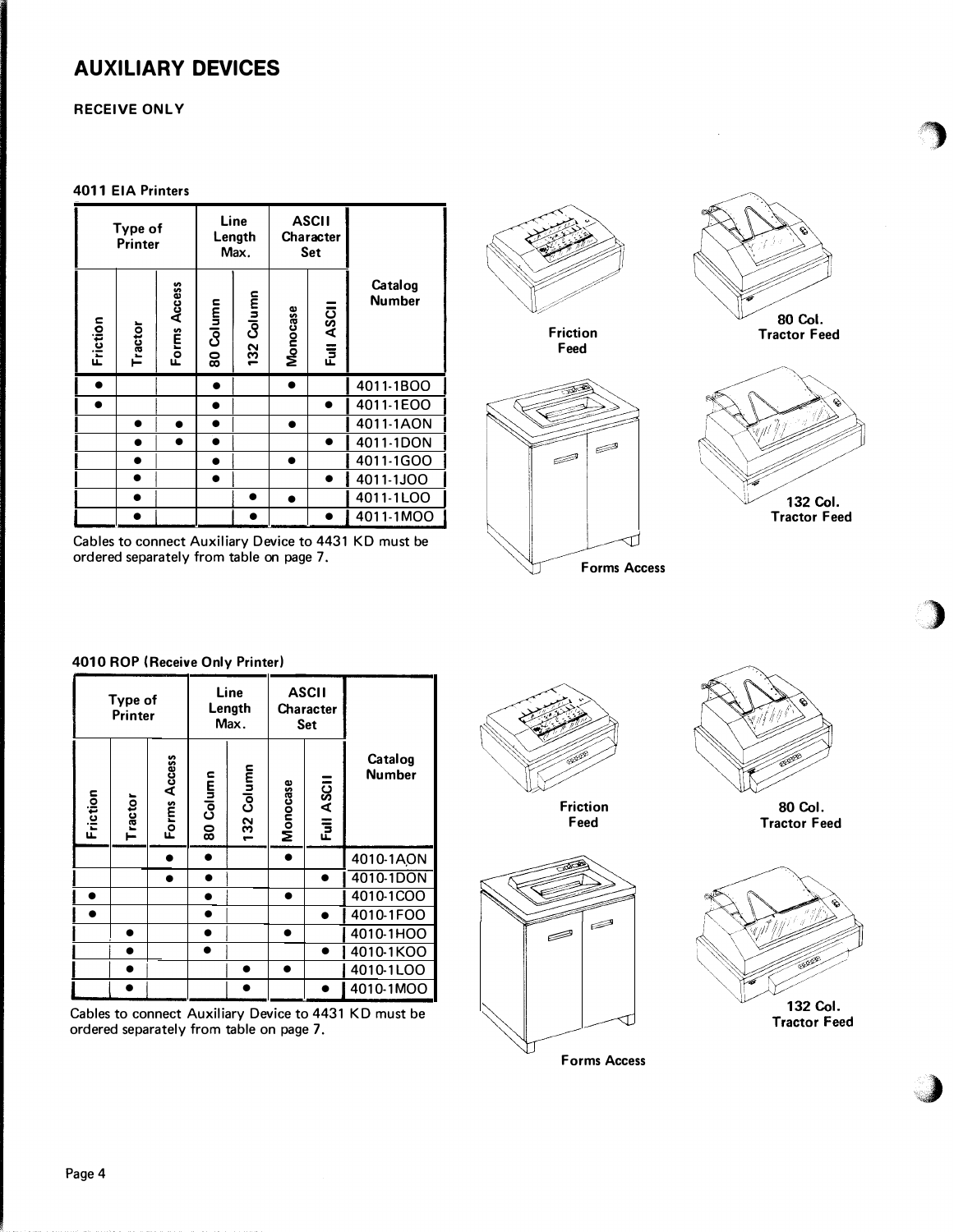# AUXILIARY DEVICES

## RECEIVE ONLY

### 4011 EIA Printers

| Type of Printer | | | Line Length Max. | | ASCII Character Set | | Catalog Number |
|---|---|---|---|---|---|---|---|
| Friction | Tractor | Forms Access | 80 Column | 132 Column | Monocase | Full ASCII | |
| ● | | | ● | | ● | | 4011-1BOO |
| ● | | | ● | | | ● | 4011-1EOO |
| | ● | ● | ● | | ● | | 4011-1AON |
| | ● | ● | ● | | | ● | 4011-1DON |
| | ● | | ● | | ● | | 4011-1GOO |
| | ● | | ● | | | ● | 4011-1JOO |
| | ● | | | ● | ● | | 4011-1LOO |
| | ● | | | ● | | ● | 4011-1MOO |

Cables to connect Auxiliary Device to 4431 KD must be ordered separately from table on page 7.

Friction Feed

80 Col. Tractor Feed

Forms Access

132 Col. Tractor Feed

### 4010 ROP (Receive Only Printer)

| Type of Printer | | | Line Length Max. | | ASCII Character Set | | Catalog Number |
|---|---|---|---|---|---|---|---|
| Friction | Tractor | Forms Access | 80 Column | 132 Column | Monocase | Full ASCII | |
| | | ● | ● | | ● | | 4010-1AON |
| | | ● | ● | | | ● | 4010-1DON |
| ● | | | ● | | ● | | 4010-1COO |
| ● | | | ● | | | ● | 4010-1FOO |
| | ● | | ● | | ● | | 4010-1HOO |
| | ● | | ● | | | ● | 4010-1KOO |
| | ● | | | ● | ● | | 4010-1LOO |
| | ● | | | ● | | ● | 4010-1MOO |

Cables to connect Auxiliary Device to 4431 KD must be ordered separately from table on page 7.

Friction Feed

80 Col. Tractor Feed

Forms Access

132 Col. Tractor Feed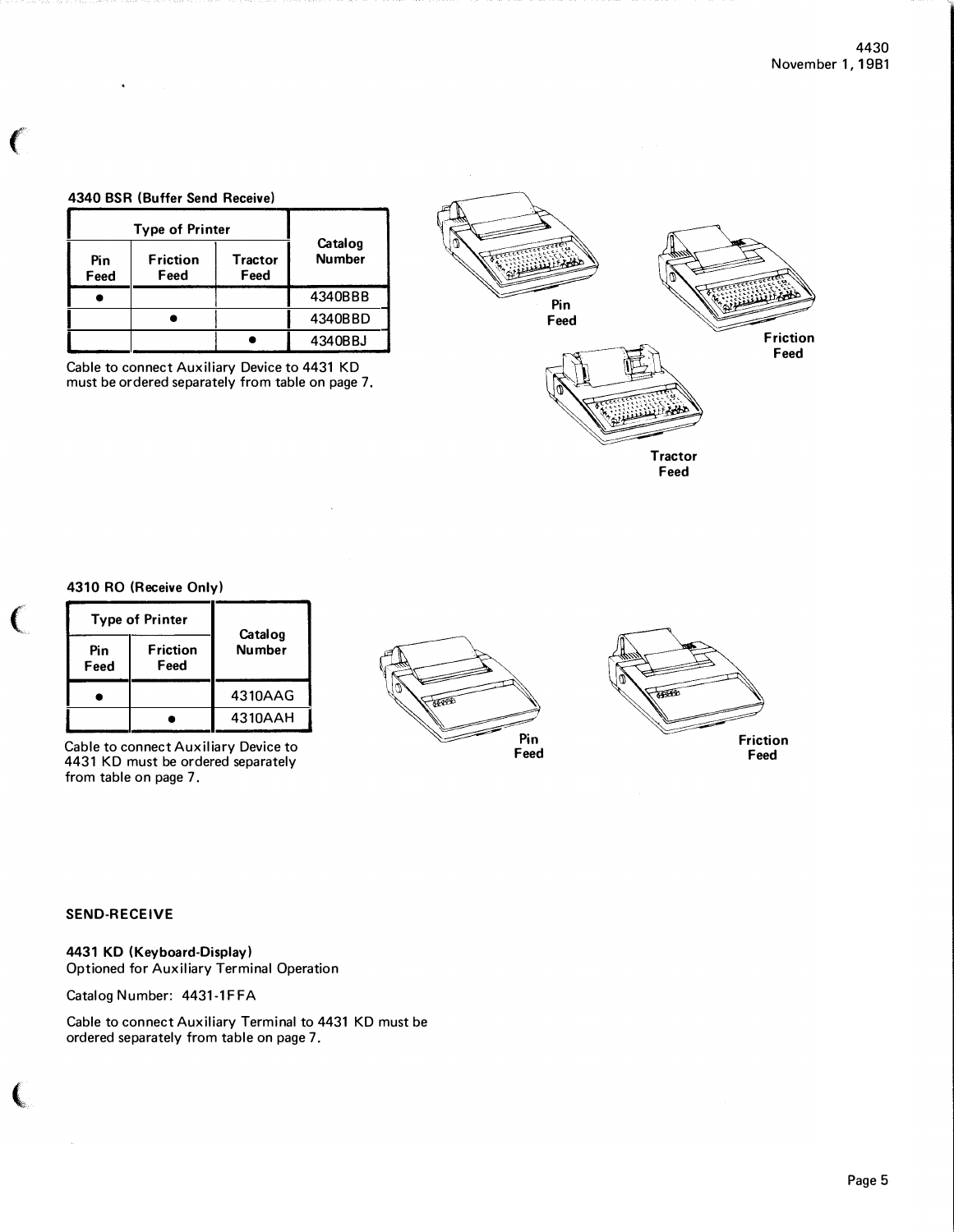#### 4340 BSR (Buffer Send Receive)

| Type of Printer | | | Catalog Number |
|---|---|---|---|
| Pin Feed | Friction Feed | Tractor Feed | |
| ● | | | 4340BBB |
| | ● | | 4340BBD |
| | | ● | 4340BBJ |

Cable to connect Auxiliary Device to 4431 KD must be ordered separately from table on page 7.

Pin Feed

Friction Feed

Tractor Feed

#### 4310 RO (Receive Only)

| Type of Printer | | Catalog Number |
|---|---|---|
| Pin Feed | Friction Feed | |
| ● | | 4310AAG |
| | ● | 4310AAH |

Cable to connect Auxiliary Device to 4431 KD must be ordered separately from table on page 7.

Pin Feed

Friction Feed

### SEND-RECEIVE

#### 4431 KD (Keyboard-Display)

Optioned for Auxiliary Terminal Operation

Catalog Number: 4431-1FFA

Cable to connect Auxiliary Terminal to 4431 KD must be ordered separately from table on page 7.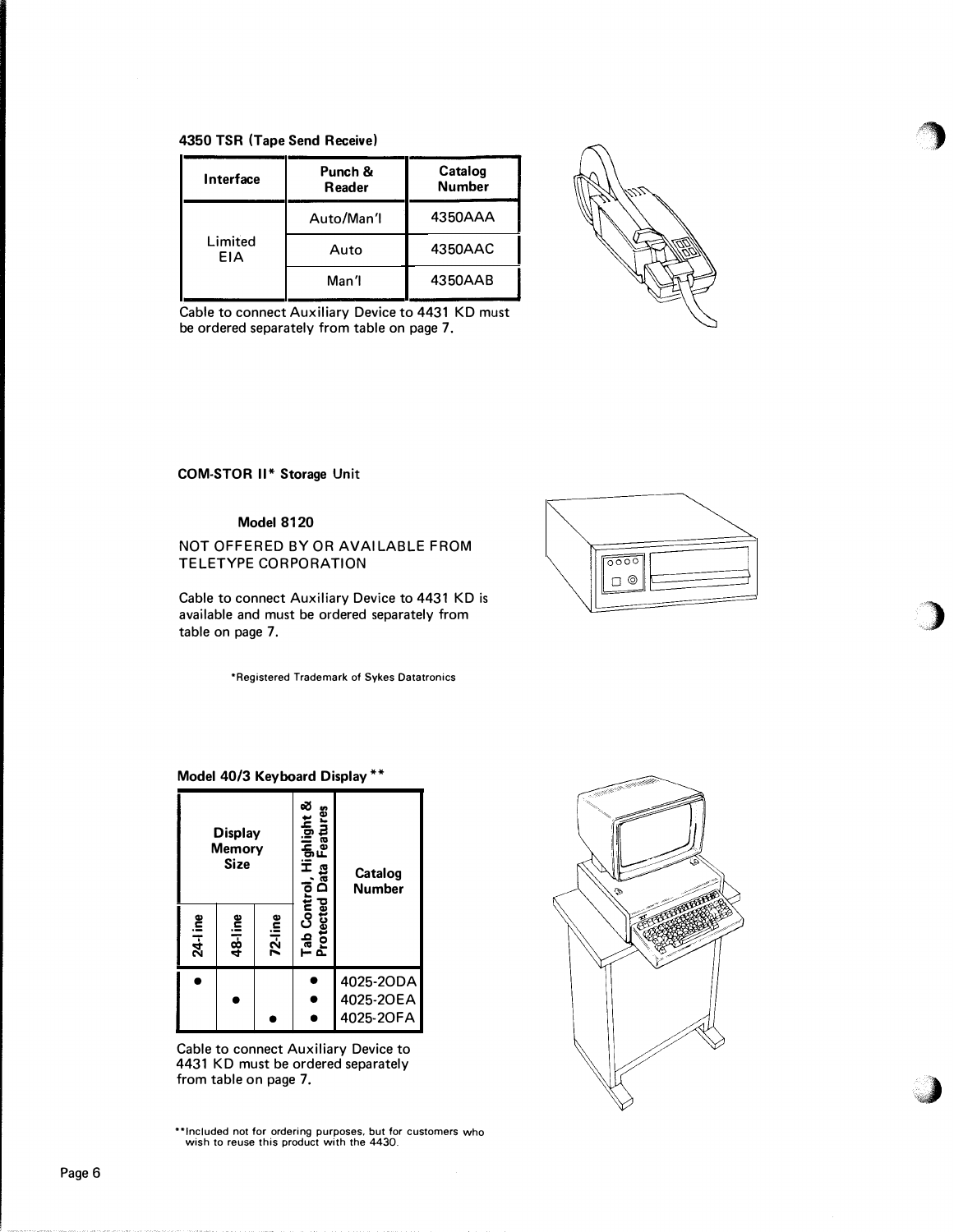**4350 TSR (Tape Send Receive)**

| Interface | Punch & Reader | Catalog Number |
|---|---|---|
| Limited EIA | Auto/Man'l | 4350AAA |
| | Auto | 4350AAC |
| | Man'l | 4350AAB |

Cable to connect Auxiliary Device to 4431 KD must be ordered separately from table on page 7.

**COM-STOR II* Storage Unit**

**Model 8120**

NOT OFFERED BY OR AVAILABLE FROM TELETYPE CORPORATION

Cable to connect Auxiliary Device to 4431 KD is available and must be ordered separately from table on page 7.

*Registered Trademark of Sykes Datatronics

**Model 40/3 Keyboard Display ****

| Display Memory Size | | | Tab Control, Highlight & Protected Data Features | Catalog Number |
|---|---|---|---|---|
| 24-line | 48-line | 72-line | | |
| • | | | • | 4025-2ODA |
| | • | | • | 4025-2OEA |
| | | • | • | 4025-2OFA |

Cable to connect Auxiliary Device to 4431 KD must be ordered separately from table on page 7.

**Included not for ordering purposes, but for customers who wish to reuse this product with the 4430.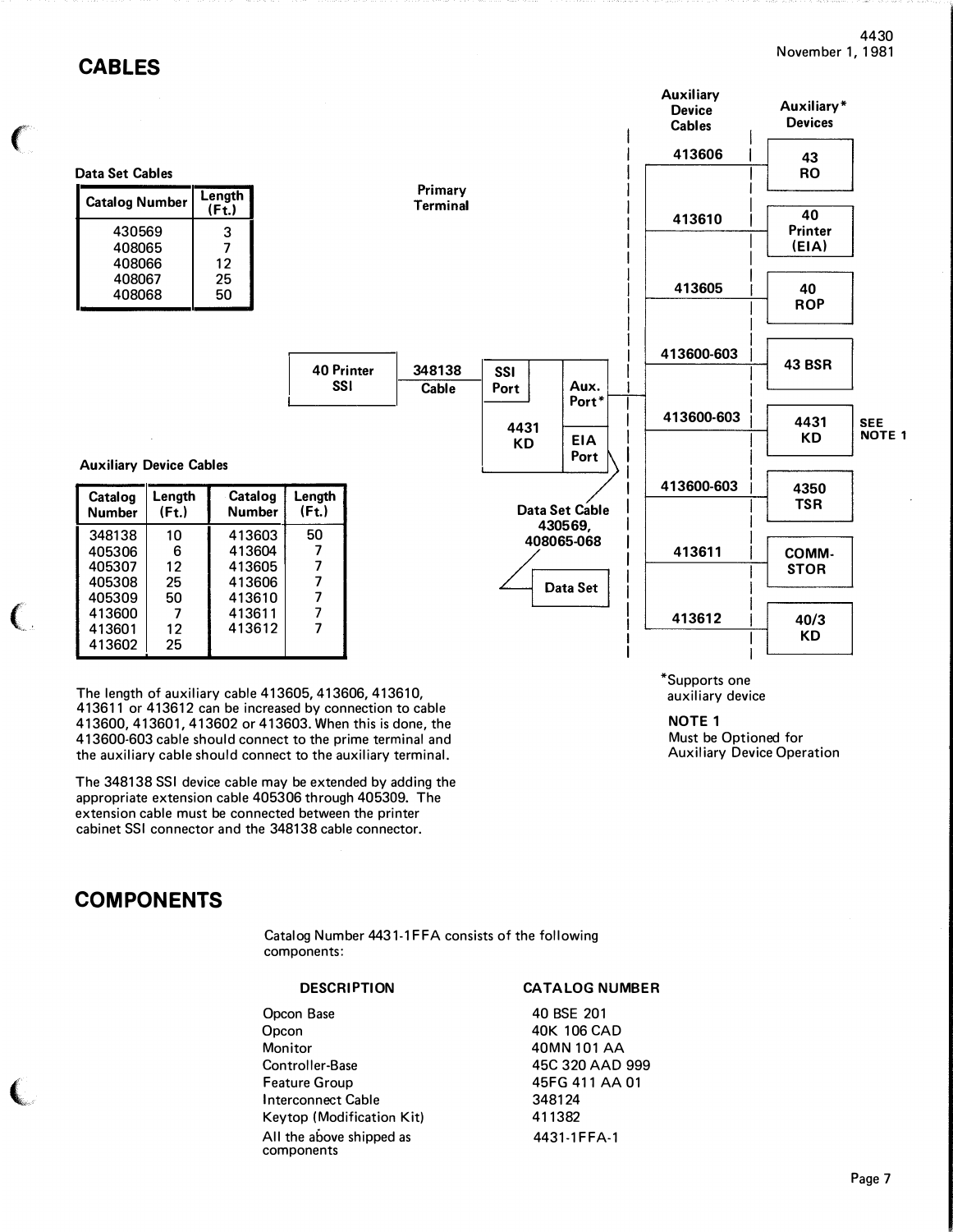## CABLES

**Data Set Cables**

| Catalog Number | Length (Ft.) |
|---|---|
| 430569 | 3 |
| 408065 | 7 |
| 408066 | 12 |
| 408067 | 25 |
| 408068 | 50 |

Primary Terminal

40 Printer SSI — 348138 Cable — SSI Port / 4431 KD / Aux. Port* / EIA Port

Data Set Cable 430569, 408065-068 — Data Set

| Auxiliary Device Cables | Auxiliary* Devices |
|---|---|
| 413606 | 43 RO |
| 413610 | 40 Printer (EIA) |
| 413605 | 40 ROP |
| 413600-603 | 43 BSR |
| 413600-603 | 4431 KD (SEE NOTE 1) |
| 413600-603 | 4350 TSR |
| 413611 | COMM-STOR |
| 413612 | 40/3 KD |

*Supports one auxiliary device

**NOTE 1**
Must be Optioned for Auxiliary Device Operation

**Auxiliary Device Cables**

| Catalog Number | Length (Ft.) | Catalog Number | Length (Ft.) |
|---|---|---|---|
| 348138 | 10 | 413603 | 50 |
| 405306 | 6 | 413604 | 7 |
| 405307 | 12 | 413605 | 7 |
| 405308 | 25 | 413606 | 7 |
| 405309 | 50 | 413610 | 7 |
| 413600 | 7 | 413611 | 7 |
| 413601 | 12 | 413612 | 7 |
| 413602 | 25 | | |

The length of auxiliary cable 413605, 413606, 413610, 413611 or 413612 can be increased by connection to cable 413600, 413601, 413602 or 413603. When this is done, the 413600-603 cable should connect to the prime terminal and the auxiliary cable should connect to the auxiliary terminal.

The 348138 SSI device cable may be extended by adding the appropriate extension cable 405306 through 405309. The extension cable must be connected between the printer cabinet SSI connector and the 348138 cable connector.

## COMPONENTS

Catalog Number 4431-1FFA consists of the following components:

| DESCRIPTION | CATALOG NUMBER |
|---|---|
| Opcon Base | 40 BSE 201 |
| Opcon | 40K 106 CAD |
| Monitor | 40MN 101 AA |
| Controller-Base | 45C 320 AAD 999 |
| Feature Group | 45FG 411 AA 01 |
| Interconnect Cable | 348124 |
| Keytop (Modification Kit) | 411382 |
| All the above shipped as components | 4431-1FFA-1 |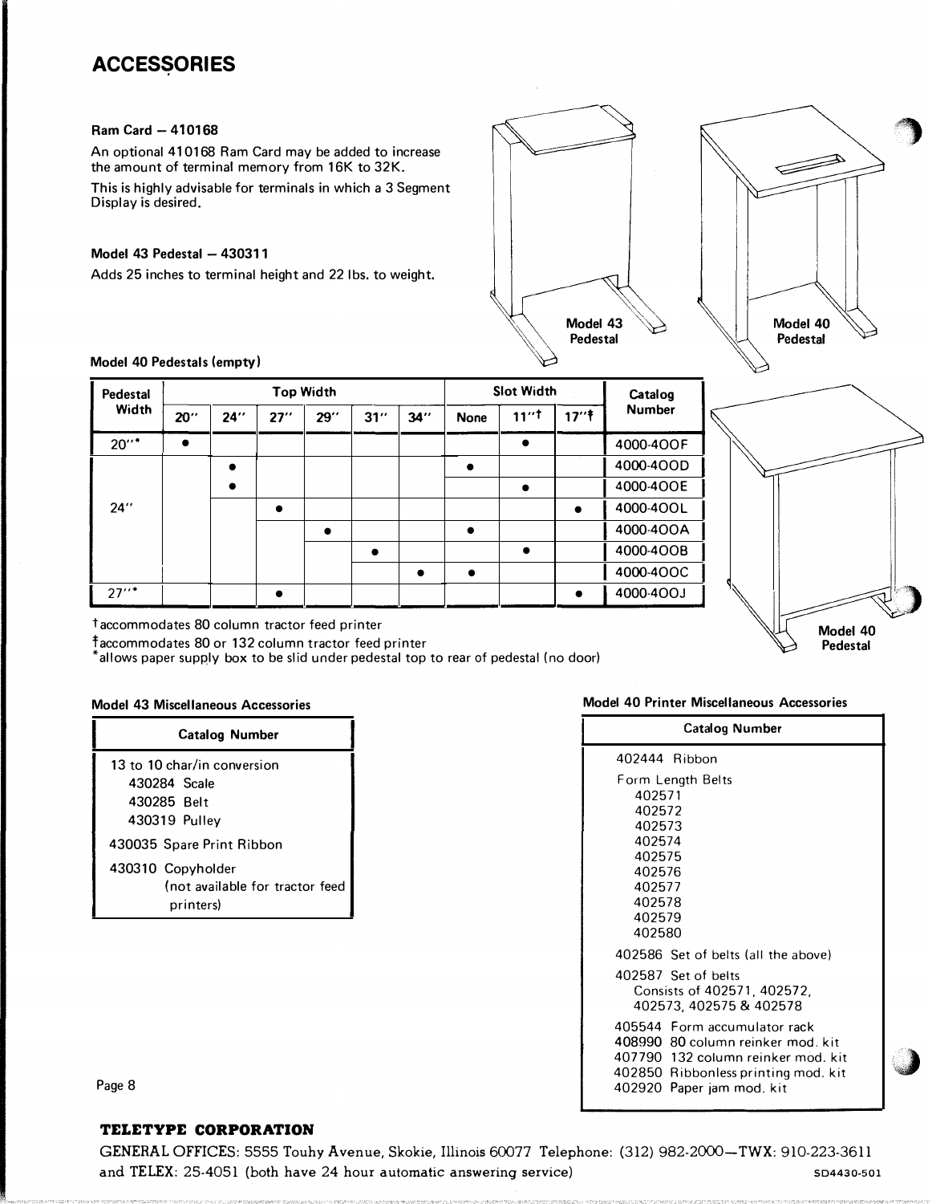# ACCESSORIES

**Ram Card – 410168**

An optional 410168 Ram Card may be added to increase the amount of terminal memory from 16K to 32K.

This is highly advisable for terminals in which a 3 Segment Display is desired.

**Model 43 Pedestal – 430311**

Adds 25 inches to terminal height and 22 lbs. to weight.

Model 43 Pedestal

Model 40 Pedestal

Model 40 Pedestal

**Model 40 Pedestals (empty)**

| Pedestal Width | Top Width | | | | | | Slot Width | | | Catalog Number |
|---|---|---|---|---|---|---|---|---|---|---|
| | 20" | 24" | 27" | 29" | 31" | 34" | None | 11"† | 17"‡ | |
| 20"* | • | | | | | | | • | | 4000-400F |
| 24" | | • | | | | | • | | | 4000-400D |
| | | • | | | | | | • | | 4000-400E |
| | | | • | | | | | | • | 4000-400L |
| | | | | • | | | • | | | 4000-400A |
| | | | | | • | | | • | | 4000-400B |
| | | | | | | • | • | | | 4000-400C |
| 27"* | | | • | | | | | | • | 4000-400J |

†accommodates 80 column tractor feed printer
‡accommodates 80 or 132 column tractor feed printer
*allows paper supply box to be slid under pedestal top to rear of pedestal (no door)

**Model 43 Miscellaneous Accessories**

| Catalog Number |
|---|
| 13 to 10 char/in conversion<br>430284 Scale<br>430285 Belt<br>430319 Pulley |
| 430035 Spare Print Ribbon |
| 430310 Copyholder (not available for tractor feed printers) |

**Model 40 Printer Miscellaneous Accessories**

| Catalog Number |
|---|
| 402444 Ribbon |
| Form Length Belts<br>402571<br>402572<br>402573<br>402574<br>402575<br>402576<br>402577<br>402578<br>402579<br>402580 |
| 402586 Set of belts (all the above) |
| 402587 Set of belts<br>Consists of 402571, 402572, 402573, 402575 & 402578 |
| 405544 Form accumulator rack<br>408990 80 column reinker mod. kit<br>407790 132 column reinker mod. kit<br>402850 Ribbonless printing mod. kit<br>402920 Paper jam mod. kit |

**TELETYPE CORPORATION**

GENERAL OFFICES: 5555 Touhy Avenue, Skokie, Illinois 60077 Telephone: (312) 982-2000—TWX: 910-223-3611 and TELEX: 25-4051 (both have 24 hour automatic answering service)